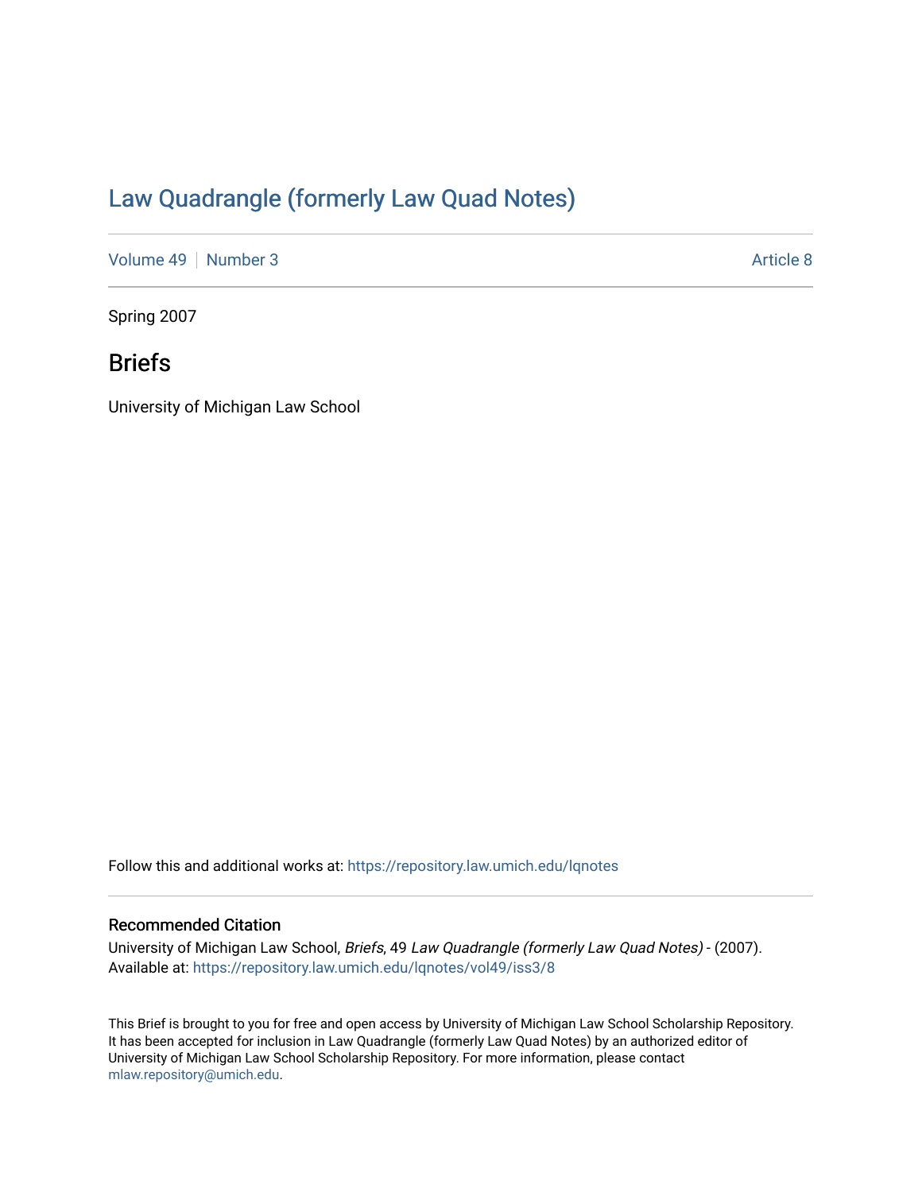# Law Quadrangle (formerly Law Quad Notes)

Volume 49 | Number 3 | Article 8

Spring 2007

## Briefs

University of Michigan Law School

Follow this and additional works at: https://repository.law.umich.edu/lqnotes

### Recommended Citation

University of Michigan Law School, *Briefs*, 49 *Law Quadrangle (formerly Law Quad Notes)* - (2007).
Available at: https://repository.law.umich.edu/lqnotes/vol49/iss3/8

This Brief is brought to you for free and open access by University of Michigan Law School Scholarship Repository. It has been accepted for inclusion in Law Quadrangle (formerly Law Quad Notes) by an authorized editor of University of Michigan Law School Scholarship Repository. For more information, please contact mlaw.repository@umich.edu.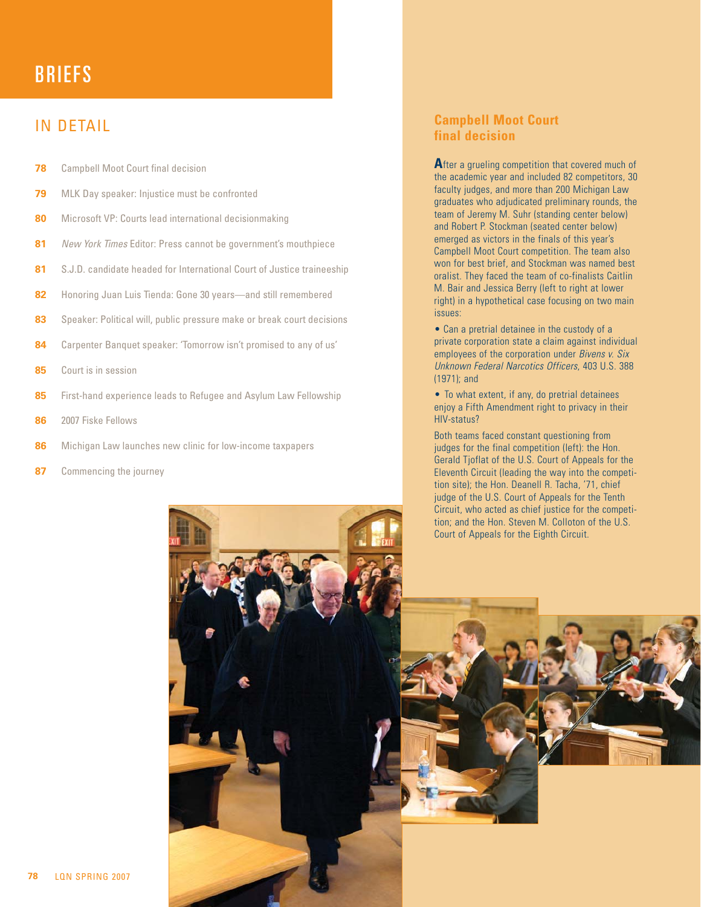# BRIEFS

## IN DETAIL

- **78** Campbell Moot Court final decision
- **79** MLK Day speaker: Injustice must be confronted
- **80** Microsoft VP: Courts lead international decisionmaking
- **81** *New York Times* Editor: Press cannot be government's mouthpiece
- **81** S.J.D. candidate headed for International Court of Justice traineeship
- **82** Honoring Juan Luis Tienda: Gone 30 years—and still remembered
- **83** Speaker: Political will, public pressure make or break court decisions
- **84** Carpenter Banquet speaker: 'Tomorrow isn't promised to any of us'
- **85** Court is in session
- **85** First-hand experience leads to Refugee and Asylum Law Fellowship
- **86** 2007 Fiske Fellows
- **86** Michigan Law launches new clinic for low-income taxpayers
- **87** Commencing the journey

## Campbell Moot Court final decision

After a grueling competition that covered much of the academic year and included 82 competitors, 30 faculty judges, and more than 200 Michigan Law graduates who adjudicated preliminary rounds, the team of Jeremy M. Suhr (standing center below) and Robert P. Stockman (seated center below) emerged as victors in the finals of this year's Campbell Moot Court competition. The team also won for best brief, and Stockman was named best oralist. They faced the team of co-finalists Caitlin M. Bair and Jessica Berry (left to right at lower right) in a hypothetical case focusing on two main issues:

- Can a pretrial detainee in the custody of a private corporation state a claim against individual employees of the corporation under *Bivens v. Six Unknown Federal Narcotics Officers*, 403 U.S. 388 (1971); and
- To what extent, if any, do pretrial detainees enjoy a Fifth Amendment right to privacy in their HIV-status?

Both teams faced constant questioning from judges for the final competition (left): the Hon. Gerald Tjoflat of the U.S. Court of Appeals for the Eleventh Circuit (leading the way into the competition site); the Hon. Deanell R. Tacha, '71, chief judge of the U.S. Court of Appeals for the Tenth Circuit, who acted as chief justice for the competition; and the Hon. Steven M. Colloton of the U.S. Court of Appeals for the Eighth Circuit.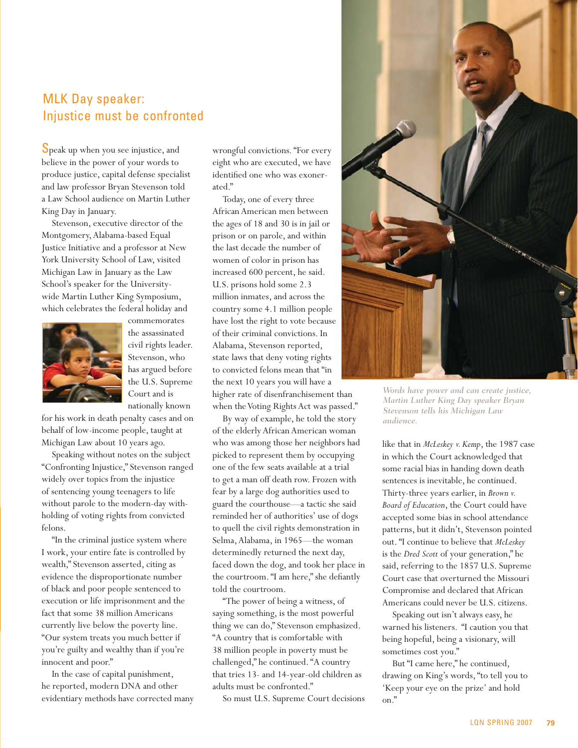## MLK Day speaker: Injustice must be confronted

Speak up when you see injustice, and believe in the power of your words to produce justice, capital defense specialist and law professor Bryan Stevenson told a Law School audience on Martin Luther King Day in January.

Stevenson, executive director of the Montgomery, Alabama-based Equal Justice Initiative and a professor at New York University School of Law, visited Michigan Law in January as the Law School's speaker for the University-wide Martin Luther King Symposium, which celebrates the federal holiday and commemorates the assassinated civil rights leader. Stevenson, who has argued before the U.S. Supreme Court and is nationally known for his work in death penalty cases and on behalf of low-income people, taught at Michigan Law about 10 years ago.

Speaking without notes on the subject "Confronting Injustice," Stevenson ranged widely over topics from the injustice of sentencing young teenagers to life without parole to the modern-day with-holding of voting rights from convicted felons.

"In the criminal justice system where I work, your entire fate is controlled by wealth," Stevenson asserted, citing as evidence the disproportionate number of black and poor people sentenced to execution or life imprisonment and the fact that some 38 million Americans currently live below the poverty line. "Our system treats you much better if you're guilty and wealthy than if you're innocent and poor."

In the case of capital punishment, he reported, modern DNA and other evidentiary methods have corrected many wrongful convictions. "For every eight who are executed, we have identified one who was exonerated."

Today, one of every three African American men between the ages of 18 and 30 is in jail or prison or on parole, and within the last decade the number of women of color in prison has increased 600 percent, he said. U.S. prisons hold some 2.3 million inmates, and across the country some 4.1 million people have lost the right to vote because of their criminal convictions. In Alabama, Stevenson reported, state laws that deny voting rights to convicted felons mean that "in the next 10 years you will have a higher rate of disenfranchisement than when the Voting Rights Act was passed."

By way of example, he told the story of the elderly African American woman who was among those her neighbors had picked to represent them by occupying one of the few seats available at a trial to get a man off death row. Frozen with fear by a large dog authorities used to guard the courthouse—a tactic she said reminded her of authorities' use of dogs to quell the civil rights demonstration in Selma, Alabama, in 1965—the woman determinedly returned the next day, faced down the dog, and took her place in the courtroom. "I am here," she defiantly told the courtroom.

"The power of being a witness, of saying something, is the most powerful thing we can do," Stevenson emphasized. "A country that is comfortable with 38 million people in poverty must be challenged," he continued. "A country that tries 13- and 14-year-old children as adults must be confronted."

So must U.S. Supreme Court decisions like that in *McLeskey v. Kemp*, the 1987 case in which the Court acknowledged that some racial bias in handing down death sentences is inevitable, he continued. Thirty-three years earlier, in *Brown v. Board of Education*, the Court could have accepted some bias in school attendance patterns, but it didn't, Stevenson pointed out. "I continue to believe that *McLeskey* is the *Dred Scott* of your generation," he said, referring to the 1857 U.S. Supreme Court case that overturned the Missouri Compromise and declared that African Americans could never be U.S. citizens.

Speaking out isn't always easy, he warned his listeners. "I caution you that being hopeful, being a visionary, will sometimes cost you."

But "I came here," he continued, drawing on King's words, "to tell you to 'Keep your eye on the prize' and hold on."

*Words have power and can create justice, Martin Luther King Day speaker Bryan Stevenson tells his Michigan Law audience.*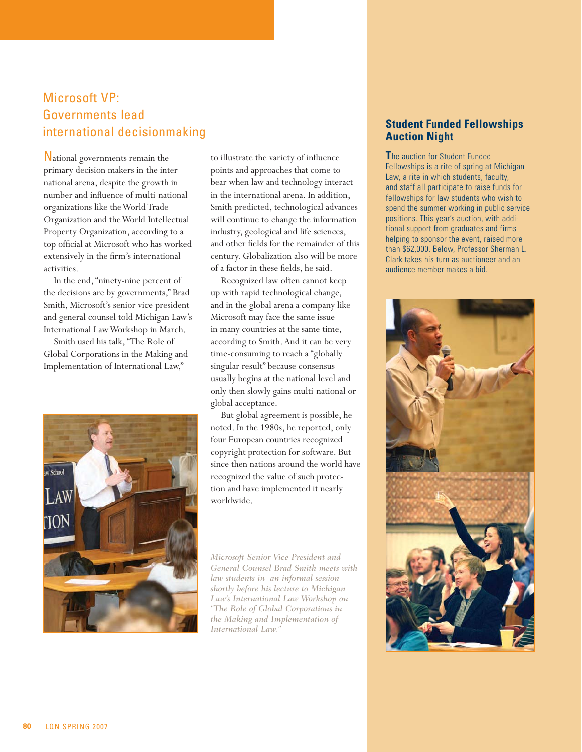## Microsoft VP: Governments lead international decisionmaking

National governments remain the primary decision makers in the international arena, despite the growth in number and influence of multi-national organizations like the World Trade Organization and the World Intellectual Property Organization, according to a top official at Microsoft who has worked extensively in the firm's international activities.

In the end, "ninety-nine percent of the decisions are by governments," Brad Smith, Microsoft's senior vice president and general counsel told Michigan Law's International Law Workshop in March.

Smith used his talk, "The Role of Global Corporations in the Making and Implementation of International Law," to illustrate the variety of influence points and approaches that come to bear when law and technology interact in the international arena. In addition, Smith predicted, technological advances will continue to change the information industry, geological and life sciences, and other fields for the remainder of this century. Globalization also will be more of a factor in these fields, he said.

Recognized law often cannot keep up with rapid technological change, and in the global arena a company like Microsoft may face the same issue in many countries at the same time, according to Smith. And it can be very time-consuming to reach a "globally singular result" because consensus usually begins at the national level and only then slowly gains multi-national or global acceptance.

But global agreement is possible, he noted. In the 1980s, he reported, only four European countries recognized copyright protection for software. But since then nations around the world have recognized the value of such protection and have implemented it nearly worldwide.

*Microsoft Senior Vice President and General Counsel Brad Smith meets with law students in an informal session shortly before his lecture to Michigan Law's International Law Workshop on "The Role of Global Corporations in the Making and Implementation of International Law."*

## Student Funded Fellowships Auction Night

The auction for Student Funded Fellowships is a rite of spring at Michigan Law, a rite in which students, faculty, and staff all participate to raise funds for fellowships for law students who wish to spend the summer working in public service positions. This year's auction, with additional support from graduates and firms helping to sponsor the event, raised more than $62,000. Below, Professor Sherman L. Clark takes his turn as auctioneer and an audience member makes a bid.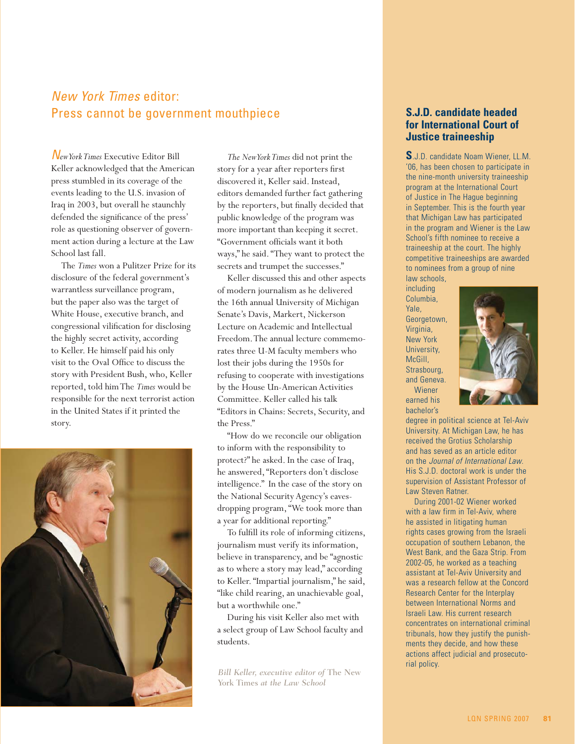## *New York Times* editor: Press cannot be government mouthpiece

*New York Times* Executive Editor Bill Keller acknowledged that the American press stumbled in its coverage of the events leading to the U.S. invasion of Iraq in 2003, but overall he staunchly defended the significance of the press' role as questioning observer of government action during a lecture at the Law School last fall.

The *Times* won a Pulitzer Prize for its disclosure of the federal government's warrantless surveillance program, but the paper also was the target of White House, executive branch, and congressional vilification for disclosing the highly secret activity, according to Keller. He himself paid his only visit to the Oval Office to discuss the story with President Bush, who, Keller reported, told him The *Times* would be responsible for the next terrorist action in the United States if it printed the story.

*The New York Times* did not print the story for a year after reporters first discovered it, Keller said. Instead, editors demanded further fact gathering by the reporters, but finally decided that public knowledge of the program was more important than keeping it secret. "Government officials want it both ways," he said. "They want to protect the secrets and trumpet the successes."

Keller discussed this and other aspects of modern journalism as he delivered the 16th annual University of Michigan Senate's Davis, Markert, Nickerson Lecture on Academic and Intellectual Freedom. The annual lecture commemorates three U-M faculty members who lost their jobs during the 1950s for refusing to cooperate with investigations by the House Un-American Activities Committee. Keller called his talk "Editors in Chains: Secrets, Security, and the Press."

"How do we reconcile our obligation to inform with the responsibility to protect?" he asked. In the case of Iraq, he answered, "Reporters don't disclose intelligence." In the case of the story on the National Security Agency's eavesdropping program, "We took more than a year for additional reporting."

To fulfill its role of informing citizens, journalism must verify its information, believe in transparency, and be "agnostic as to where a story may lead," according to Keller. "Impartial journalism," he said, "like child rearing, an unachievable goal, but a worthwhile one."

During his visit Keller also met with a select group of Law School faculty and students.

*Bill Keller, executive editor of* The New York Times *at the Law School*

## S.J.D. candidate headed for International Court of Justice traineeship

S.J.D. candidate Noam Wiener, LL.M. '06, has been chosen to participate in the nine-month university traineeship program at the International Court of Justice in The Hague beginning in September. This is the fourth year that Michigan Law has participated in the program and Wiener is the Law School's fifth nominee to receive a traineeship at the court. The highly competitive traineeships are awarded to nominees from a group of nine law schools, including Columbia, Yale, Georgetown, Virginia, New York University, McGill, Strasbourg, and Geneva.

Wiener earned his bachelor's degree in political science at Tel-Aviv University. At Michigan Law, he has received the Grotius Scholarship and has seved as an article editor on the *Journal of International Law*. His S.J.D. doctoral work is under the supervision of Assistant Professor of Law Steven Ratner.

During 2001-02 Wiener worked with a law firm in Tel-Aviv, where he assisted in litigating human rights cases growing from the Israeli occupation of southern Lebanon, the West Bank, and the Gaza Strip. From 2002-05, he worked as a teaching assistant at Tel-Aviv University and was a research fellow at the Concord Research Center for the Interplay between International Norms and Israeli Law. His current research concentrates on international criminal tribunals, how they justify the punishments they decide, and how these actions affect judicial and prosecutorial policy.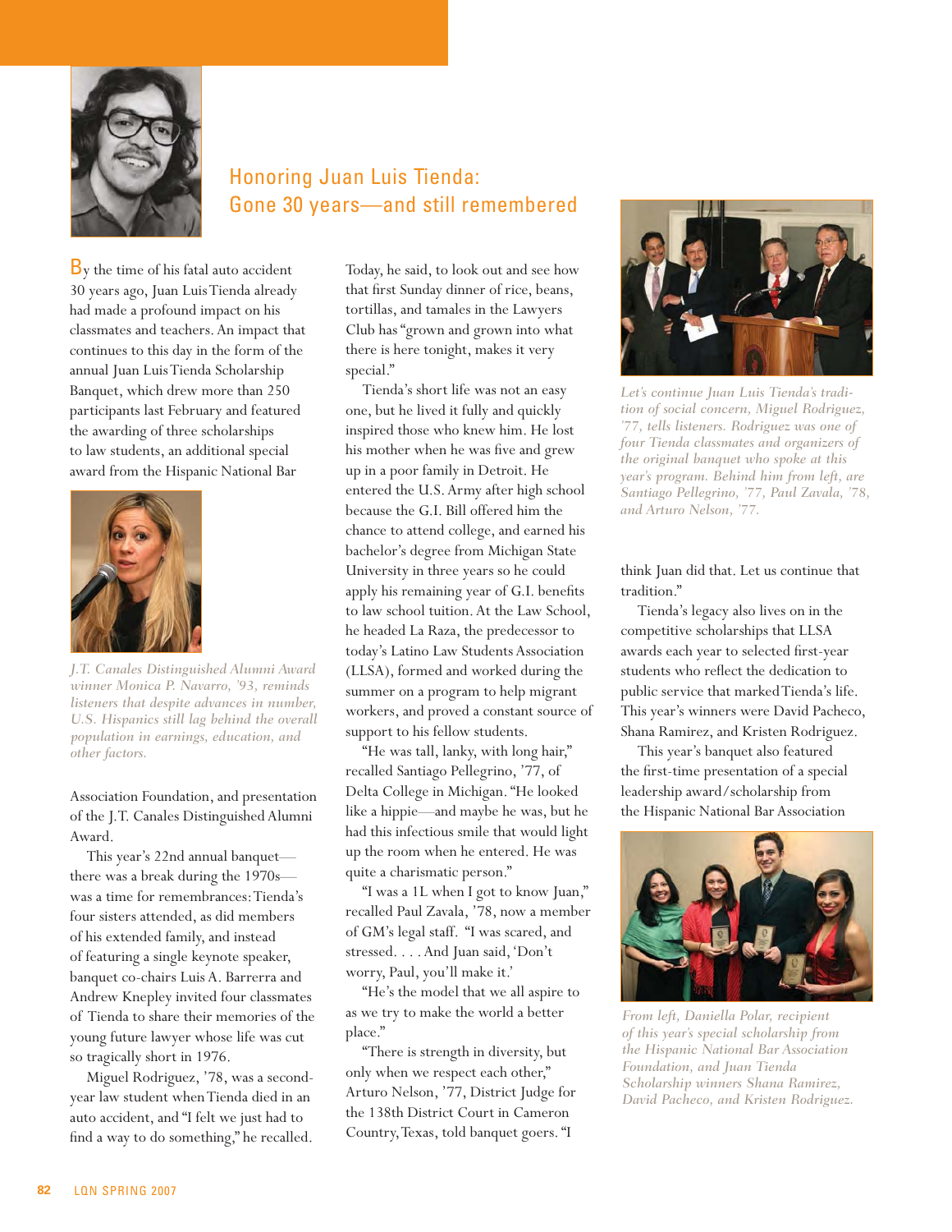## Honoring Juan Luis Tienda: Gone 30 years—and still remembered

By the time of his fatal auto accident 30 years ago, Juan Luis Tienda already had made a profound impact on his classmates and teachers. An impact that continues to this day in the form of the annual Juan Luis Tienda Scholarship Banquet, which drew more than 250 participants last February and featured the awarding of three scholarships to law students, an additional special award from the Hispanic National Bar Association Foundation, and presentation of the J.T. Canales Distinguished Alumni Award.

*J.T. Canales Distinguished Alumni Award winner Monica P. Navarro, '93, reminds listeners that despite advances in number, U.S. Hispanics still lag behind the overall population in earnings, education, and other factors.*

This year's 22nd annual banquet—there was a break during the 1970s—was a time for remembrances: Tienda's four sisters attended, as did members of his extended family, and instead of featuring a single keynote speaker, banquet co-chairs Luis A. Barrerra and Andrew Knepley invited four classmates of Tienda to share their memories of the young future lawyer whose life was cut so tragically short in 1976.

Miguel Rodriguez, '78, was a second-year law student when Tienda died in an auto accident, and "I felt we just had to find a way to do something," he recalled. Today, he said, to look out and see how that first Sunday dinner of rice, beans, tortillas, and tamales in the Lawyers Club has "grown and grown into what there is here tonight, makes it very special."

Tienda's short life was not an easy one, but he lived it fully and quickly inspired those who knew him. He lost his mother when he was five and grew up in a poor family in Detroit. He entered the U.S. Army after high school because the G.I. Bill offered him the chance to attend college, and earned his bachelor's degree from Michigan State University in three years so he could apply his remaining year of G.I. benefits to law school tuition. At the Law School, he headed La Raza, the predecessor to today's Latino Law Students Association (LLSA), formed and worked during the summer on a program to help migrant workers, and proved a constant source of support to his fellow students.

"He was tall, lanky, with long hair," recalled Santiago Pellegrino, '77, of Delta College in Michigan. "He looked like a hippie—and maybe he was, but he had this infectious smile that would light up the room when he entered. He was quite a charismatic person."

"I was a 1L when I got to know Juan," recalled Paul Zavala, '78, now a member of GM's legal staff. "I was scared, and stressed. . . . And Juan said, 'Don't worry, Paul, you'll make it.'

"He's the model that we all aspire to as we try to make the world a better place."

"There is strength in diversity, but only when we respect each other," Arturo Nelson, '77, District Judge for the 138th District Court in Cameron Country, Texas, told banquet goers. "I think Juan did that. Let us continue that tradition."

*Let's continue Juan Luis Tienda's tradition of social concern, Miguel Rodriguez, '77, tells listeners. Rodriguez was one of four Tienda classmates and organizers of the original banquet who spoke at this year's program. Behind him from left, are Santiago Pellegrino, '77, Paul Zavala, '78, and Arturo Nelson, '77.*

Tienda's legacy also lives on in the competitive scholarships that LLSA awards each year to selected first-year students who reflect the dedication to public service that marked Tienda's life. This year's winners were David Pacheco, Shana Ramirez, and Kristen Rodriguez.

This year's banquet also featured the first-time presentation of a special leadership award/scholarship from the Hispanic National Bar Association

*From left, Daniella Polar, recipient of this year's special scholarship from the Hispanic National Bar Association Foundation, and Juan Tienda Scholarship winners Shana Ramirez, David Pacheco, and Kristen Rodriguez.*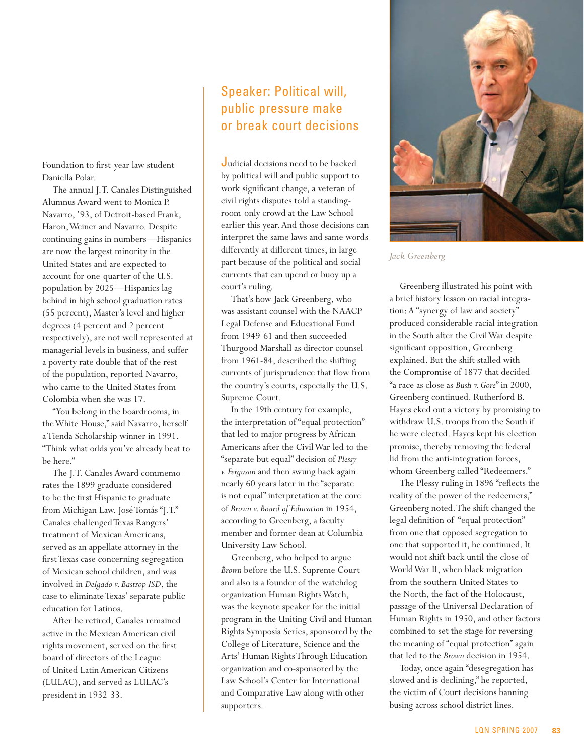Foundation to first-year law student Daniella Polar.

The annual J.T. Canales Distinguished Alumnus Award went to Monica P. Navarro, '93, of Detroit-based Frank, Haron, Weiner and Navarro. Despite continuing gains in numbers—Hispanics are now the largest minority in the United States and are expected to account for one-quarter of the U.S. population by 2025—Hispanics lag behind in high school graduation rates (55 percent), Master's level and higher degrees (4 percent and 2 percent respectively), are not well represented at managerial levels in business, and suffer a poverty rate double that of the rest of the population, reported Navarro, who came to the United States from Colombia when she was 17.

"You belong in the boardrooms, in the White House," said Navarro, herself a Tienda Scholarship winner in 1991. "Think what odds you've already beat to be here."

The J.T. Canales Award commemorates the 1899 graduate considered to be the first Hispanic to graduate from Michigan Law. José Tomás "J.T." Canales challenged Texas Rangers' treatment of Mexican Americans, served as an appellate attorney in the first Texas case concerning segregation of Mexican school children, and was involved in *Delgado v. Bastrop ISD*, the case to eliminate Texas' separate public education for Latinos.

After he retired, Canales remained active in the Mexican American civil rights movement, served on the first board of directors of the League of United Latin American Citizens (LULAC), and served as LULAC's president in 1932-33.

## Speaker: Political will, public pressure make or break court decisions

Judicial decisions need to be backed by political will and public support to work significant change, a veteran of civil rights disputes told a standing-room-only crowd at the Law School earlier this year. And those decisions can interpret the same laws and same words differently at different times, in large part because of the political and social currents that can upend or buoy up a court's ruling.

That's how Jack Greenberg, who was assistant counsel with the NAACP Legal Defense and Educational Fund from 1949-61 and then succeeded Thurgood Marshall as director counsel from 1961-84, described the shifting currents of jurisprudence that flow from the country's courts, especially the U.S. Supreme Court.

In the 19th century for example, the interpretation of "equal protection" that led to major progress by African Americans after the Civil War led to the "separate but equal" decision of *Plessy v. Ferguson* and then swung back again nearly 60 years later in the "separate is not equal" interpretation at the core of *Brown v. Board of Education* in 1954, according to Greenberg, a faculty member and former dean at Columbia University Law School.

Greenberg, who helped to argue *Brown* before the U.S. Supreme Court and also is a founder of the watchdog organization Human Rights Watch, was the keynote speaker for the initial program in the Uniting Civil and Human Rights Symposia Series, sponsored by the College of Literature, Science and the Arts' Human Rights Through Education organization and co-sponsored by the Law School's Center for International and Comparative Law along with other supporters.

*Jack Greenberg*

Greenberg illustrated his point with a brief history lesson on racial integration: A "synergy of law and society" produced considerable racial integration in the South after the Civil War despite significant opposition, Greenberg explained. But the shift stalled with the Compromise of 1877 that decided "a race as close as *Bush v. Gore*" in 2000, Greenberg continued. Rutherford B. Hayes eked out a victory by promising to withdraw U.S. troops from the South if he were elected. Hayes kept his election promise, thereby removing the federal lid from the anti-integration forces, whom Greenberg called "Redeemers."

The Plessy ruling in 1896 "reflects the reality of the power of the redeemers," Greenberg noted. The shift changed the legal definition of "equal protection" from one that opposed segregation to one that supported it, he continued. It would not shift back until the close of World War II, when black migration from the southern United States to the North, the fact of the Holocaust, passage of the Universal Declaration of Human Rights in 1950, and other factors combined to set the stage for reversing the meaning of "equal protection" again that led to the *Brown* decision in 1954.

Today, once again "desegregation has slowed and is declining," he reported, the victim of Court decisions banning busing across school district lines.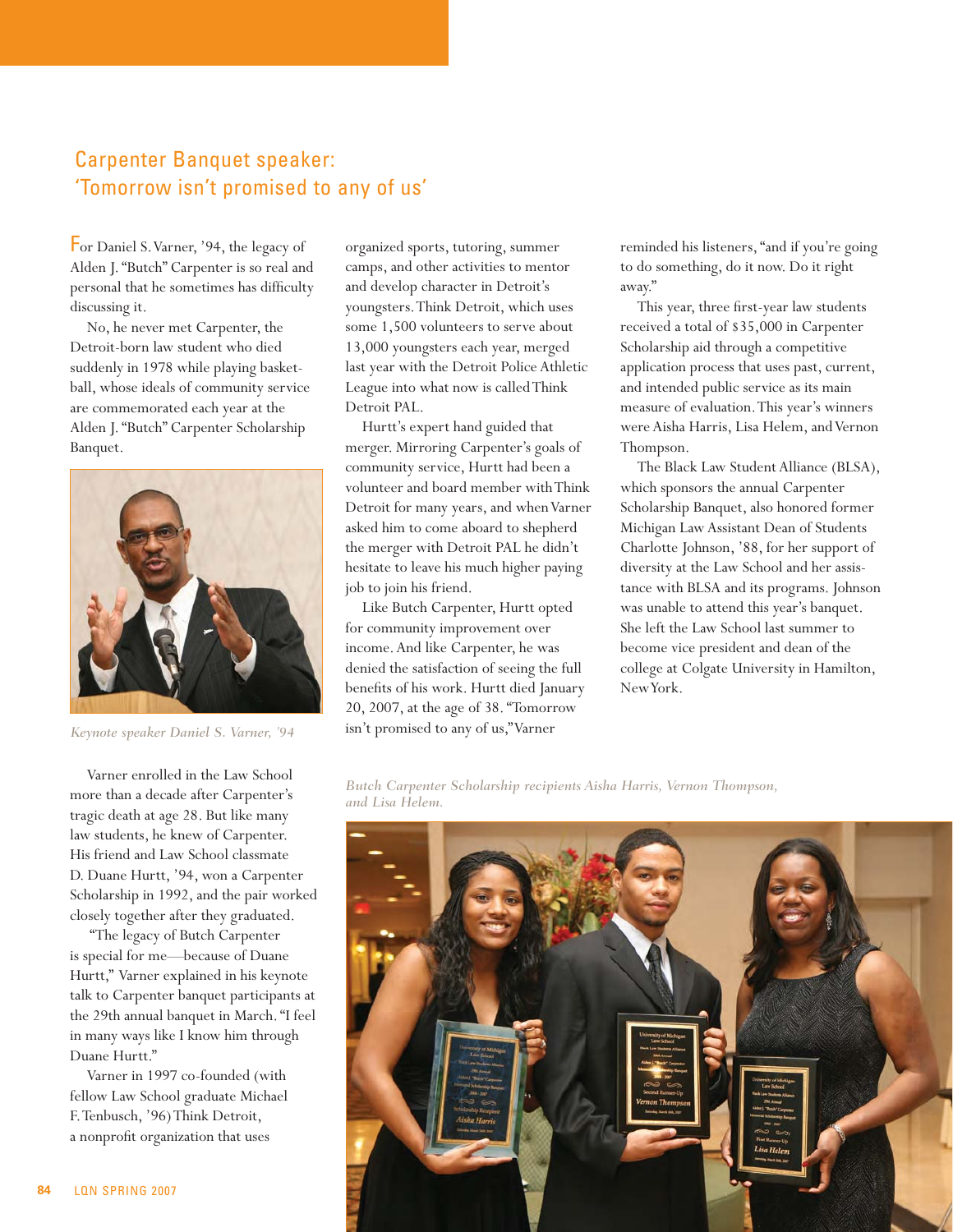## Carpenter Banquet speaker: 'Tomorrow isn't promised to any of us'

For Daniel S. Varner, '94, the legacy of Alden J. "Butch" Carpenter is so real and personal that he sometimes has difficulty discussing it.

No, he never met Carpenter, the Detroit-born law student who died suddenly in 1978 while playing basketball, whose ideals of community service are commemorated each year at the Alden J. "Butch" Carpenter Scholarship Banquet.

*Keynote speaker Daniel S. Varner, '94*

Varner enrolled in the Law School more than a decade after Carpenter's tragic death at age 28. But like many law students, he knew of Carpenter. His friend and Law School classmate D. Duane Hurtt, '94, won a Carpenter Scholarship in 1992, and the pair worked closely together after they graduated.

"The legacy of Butch Carpenter is special for me—because of Duane Hurtt," Varner explained in his keynote talk to Carpenter banquet participants at the 29th annual banquet in March. "I feel in many ways like I know him through Duane Hurtt."

Varner in 1997 co-founded (with fellow Law School graduate Michael F. Tenbusch, '96) Think Detroit, a nonprofit organization that uses organized sports, tutoring, summer camps, and other activities to mentor and develop character in Detroit's youngsters. Think Detroit, which uses some 1,500 volunteers to serve about 13,000 youngsters each year, merged last year with the Detroit Police Athletic League into what now is called Think Detroit PAL.

Hurtt's expert hand guided that merger. Mirroring Carpenter's goals of community service, Hurtt had been a volunteer and board member with Think Detroit for many years, and when Varner asked him to come aboard to shepherd the merger with Detroit PAL he didn't hesitate to leave his much higher paying job to join his friend.

Like Butch Carpenter, Hurtt opted for community improvement over income. And like Carpenter, he was denied the satisfaction of seeing the full benefits of his work. Hurtt died January 20, 2007, at the age of 38. "Tomorrow isn't promised to any of us," Varner reminded his listeners, "and if you're going to do something, do it now. Do it right away."

This year, three first-year law students received a total of $35,000 in Carpenter Scholarship aid through a competitive application process that uses past, current, and intended public service as its main measure of evaluation. This year's winners were Aisha Harris, Lisa Helem, and Vernon Thompson.

The Black Law Student Alliance (BLSA), which sponsors the annual Carpenter Scholarship Banquet, also honored former Michigan Law Assistant Dean of Students Charlotte Johnson, '88, for her support of diversity at the Law School and her assistance with BLSA and its programs. Johnson was unable to attend this year's banquet. She left the Law School last summer to become vice president and dean of the college at Colgate University in Hamilton, New York.

*Butch Carpenter Scholarship recipients Aisha Harris, Vernon Thompson, and Lisa Helem.*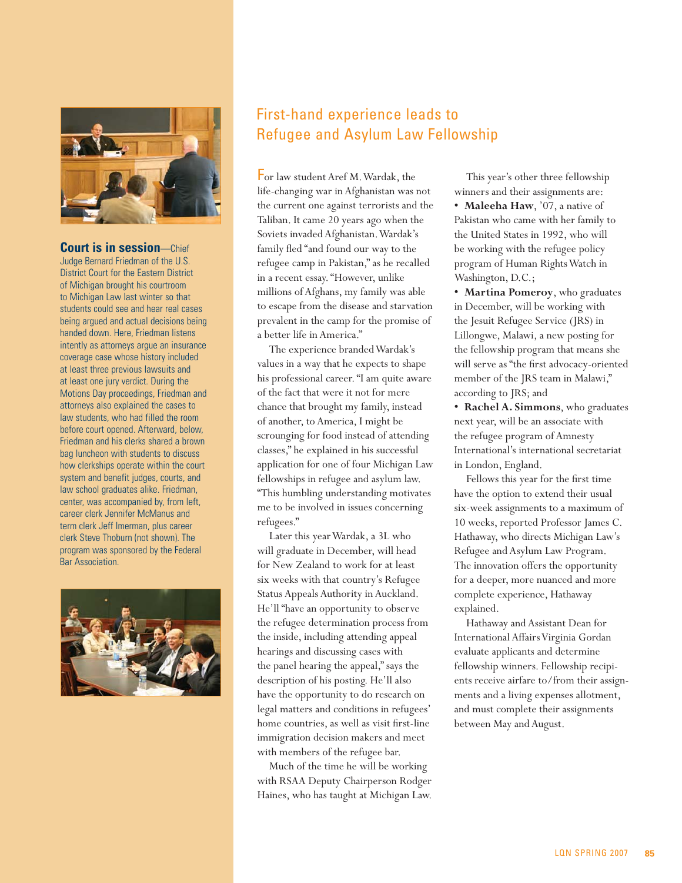**Court is in session**—Chief Judge Bernard Friedman of the U.S. District Court for the Eastern District of Michigan brought his courtroom to Michigan Law last winter so that students could see and hear real cases being argued and actual decisions being handed down. Here, Friedman listens intently as attorneys argue an insurance coverage case whose history included at least three previous lawsuits and at least one jury verdict. During the Motions Day proceedings, Friedman and attorneys also explained the cases to law students, who had filled the room before court opened. Afterward, below, Friedman and his clerks shared a brown bag luncheon with students to discuss how clerkships operate within the court system and benefit judges, courts, and law school graduates alike. Friedman, center, was accompanied by, from left, career clerk Jennifer McManus and term clerk Jeff Imerman, plus career clerk Steve Thoburn (not shown). The program was sponsored by the Federal Bar Association.

## First-hand experience leads to Refugee and Asylum Law Fellowship

For law student Aref M. Wardak, the life-changing war in Afghanistan was not the current one against terrorists and the Taliban. It came 20 years ago when the Soviets invaded Afghanistan. Wardak's family fled "and found our way to the refugee camp in Pakistan," as he recalled in a recent essay. "However, unlike millions of Afghans, my family was able to escape from the disease and starvation prevalent in the camp for the promise of a better life in America."

The experience branded Wardak's values in a way that he expects to shape his professional career. "I am quite aware of the fact that were it not for mere chance that brought my family, instead of another, to America, I might be scrounging for food instead of attending classes," he explained in his successful application for one of four Michigan Law fellowships in refugee and asylum law. "This humbling understanding motivates me to be involved in issues concerning refugees."

Later this year Wardak, a 3L who will graduate in December, will head for New Zealand to work for at least six weeks with that country's Refugee Status Appeals Authority in Auckland. He'll "have an opportunity to observe the refugee determination process from the inside, including attending appeal hearings and discussing cases with the panel hearing the appeal," says the description of his posting. He'll also have the opportunity to do research on legal matters and conditions in refugees' home countries, as well as visit first-line immigration decision makers and meet with members of the refugee bar.

Much of the time he will be working with RSAA Deputy Chairperson Rodger Haines, who has taught at Michigan Law.

This year's other three fellowship winners and their assignments are:

- **Maleeha Haw**, '07, a native of Pakistan who came with her family to the United States in 1992, who will be working with the refugee policy program of Human Rights Watch in Washington, D.C.;
- **Martina Pomeroy**, who graduates in December, will be working with the Jesuit Refugee Service (JRS) in Lillongwe, Malawi, a new posting for the fellowship program that means she will serve as "the first advocacy-oriented member of the JRS team in Malawi," according to JRS; and
- **Rachel A. Simmons**, who graduates next year, will be an associate with the refugee program of Amnesty International's international secretariat in London, England.

Fellows this year for the first time have the option to extend their usual six-week assignments to a maximum of 10 weeks, reported Professor James C. Hathaway, who directs Michigan Law's Refugee and Asylum Law Program. The innovation offers the opportunity for a deeper, more nuanced and more complete experience, Hathaway explained.

Hathaway and Assistant Dean for International Affairs Virginia Gordan evaluate applicants and determine fellowship winners. Fellowship recipients receive airfare to/from their assignments and a living expenses allotment, and must complete their assignments between May and August.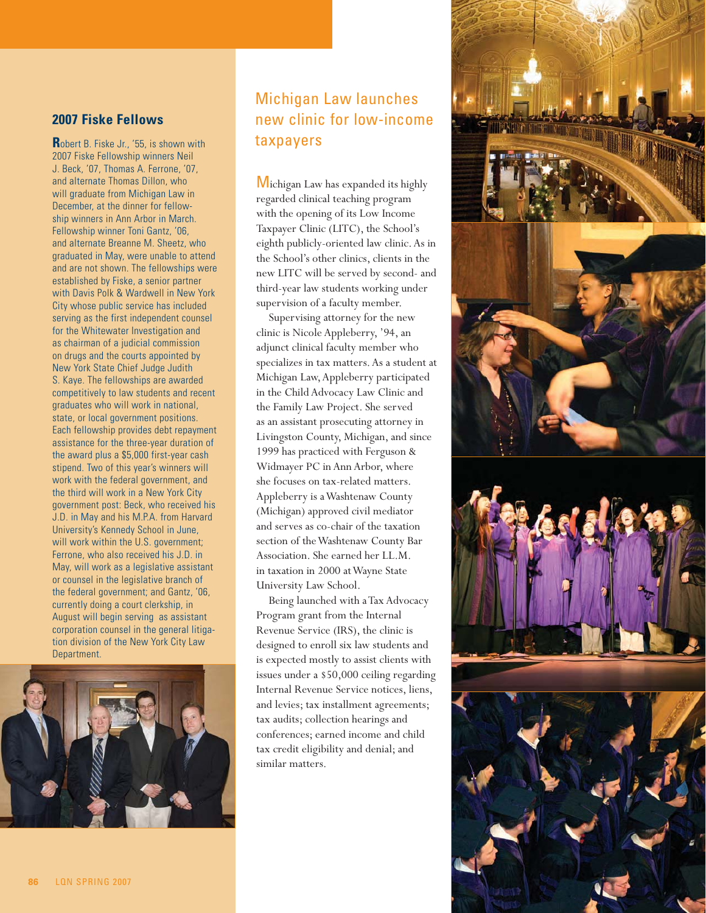## 2007 Fiske Fellows

Robert B. Fiske Jr., '55, is shown with 2007 Fiske Fellowship winners Neil J. Beck, '07, Thomas A. Ferrone, '07, and alternate Thomas Dillon, who will graduate from Michigan Law in December, at the dinner for fellowship winners in Ann Arbor in March. Fellowship winner Toni Gantz, '06, and alternate Breanne M. Sheetz, who graduated in May, were unable to attend and are not shown. The fellowships were established by Fiske, a senior partner with Davis Polk & Wardwell in New York City whose public service has included serving as the first independent counsel for the Whitewater Investigation and as chairman of a judicial commission on drugs and the courts appointed by New York State Chief Judge Judith S. Kaye. The fellowships are awarded competitively to law students and recent graduates who will work in national, state, or local government positions. Each fellowship provides debt repayment assistance for the three-year duration of the award plus a $5,000 first-year cash stipend. Two of this year's winners will work with the federal government, and the third will work in a New York City government post: Beck, who received his J.D. in May and his M.P.A. from Harvard University's Kennedy School in June, will work within the U.S. government; Ferrone, who also received his J.D. in May, will work as a legislative assistant or counsel in the legislative branch of the federal government; and Gantz, '06, currently doing a court clerkship, in August will begin serving as assistant corporation counsel in the general litigation division of the New York City Law Department.

## Michigan Law launches new clinic for low-income taxpayers

Michigan Law has expanded its highly regarded clinical teaching program with the opening of its Low Income Taxpayer Clinic (LITC), the School's eighth publicly-oriented law clinic. As in the School's other clinics, clients in the new LITC will be served by second- and third-year law students working under supervision of a faculty member.

Supervising attorney for the new clinic is Nicole Appleberry, '94, an adjunct clinical faculty member who specializes in tax matters. As a student at Michigan Law, Appleberry participated in the Child Advocacy Law Clinic and the Family Law Project. She served as an assistant prosecuting attorney in Livingston County, Michigan, and since 1999 has practiced with Ferguson & Widmayer PC in Ann Arbor, where she focuses on tax-related matters. Appleberry is a Washtenaw County (Michigan) approved civil mediator and serves as co-chair of the taxation section of the Washtenaw County Bar Association. She earned her LL.M. in taxation in 2000 at Wayne State University Law School.

Being launched with a Tax Advocacy Program grant from the Internal Revenue Service (IRS), the clinic is designed to enroll six law students and is expected mostly to assist clients with issues under a $50,000 ceiling regarding Internal Revenue Service notices, liens, and levies; tax installment agreements; tax audits; collection hearings and conferences; earned income and child tax credit eligibility and denial; and similar matters.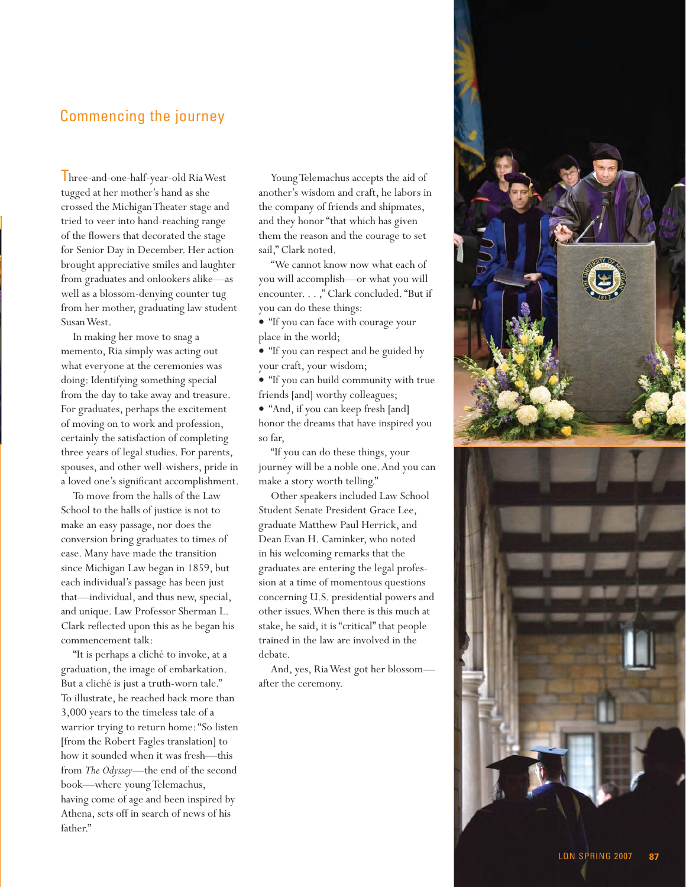## Commencing the journey

Three-and-one-half-year-old Ria West tugged at her mother's hand as she crossed the Michigan Theater stage and tried to veer into hand-reaching range of the flowers that decorated the stage for Senior Day in December. Her action brought appreciative smiles and laughter from graduates and onlookers alike—as well as a blossom-denying counter tug from her mother, graduating law student Susan West.

In making her move to snag a memento, Ria simply was acting out what everyone at the ceremonies was doing: Identifying something special from the day to take away and treasure. For graduates, perhaps the excitement of moving on to work and profession, certainly the satisfaction of completing three years of legal studies. For parents, spouses, and other well-wishers, pride in a loved one's significant accomplishment.

To move from the halls of the Law School to the halls of justice is not to make an easy passage, nor does the conversion bring graduates to times of ease. Many have made the transition since Michigan Law began in 1859, but each individual's passage has been just that—individual, and thus new, special, and unique. Law Professor Sherman L. Clark reflected upon this as he began his commencement talk:

"It is perhaps a cliché to invoke, at a graduation, the image of embarkation. But a cliché is just a truth-worn tale." To illustrate, he reached back more than 3,000 years to the timeless tale of a warrior trying to return home: "So listen [from the Robert Fagles translation] to how it sounded when it was fresh—this from *The Odyssey*—the end of the second book—where young Telemachus, having come of age and been inspired by Athena, sets off in search of news of his father."

Young Telemachus accepts the aid of another's wisdom and craft, he labors in the company of friends and shipmates, and they honor "that which has given them the reason and the courage to set sail," Clark noted.

"We cannot know now what each of you will accomplish—or what you will encounter. . . ," Clark concluded. "But if you can do these things:

- "If you can face with courage your place in the world;
- "If you can respect and be guided by your craft, your wisdom;
- "If you can build community with true friends [and] worthy colleagues;
- "And, if you can keep fresh [and] honor the dreams that have inspired you so far,

"If you can do these things, your journey will be a noble one. And you can make a story worth telling."

Other speakers included Law School Student Senate President Grace Lee, graduate Matthew Paul Herrick, and Dean Evan H. Caminker, who noted in his welcoming remarks that the graduates are entering the legal profession at a time of momentous questions concerning U.S. presidential powers and other issues. When there is this much at stake, he said, it is "critical" that people trained in the law are involved in the debate.

And, yes, Ria West got her blossom—after the ceremony.